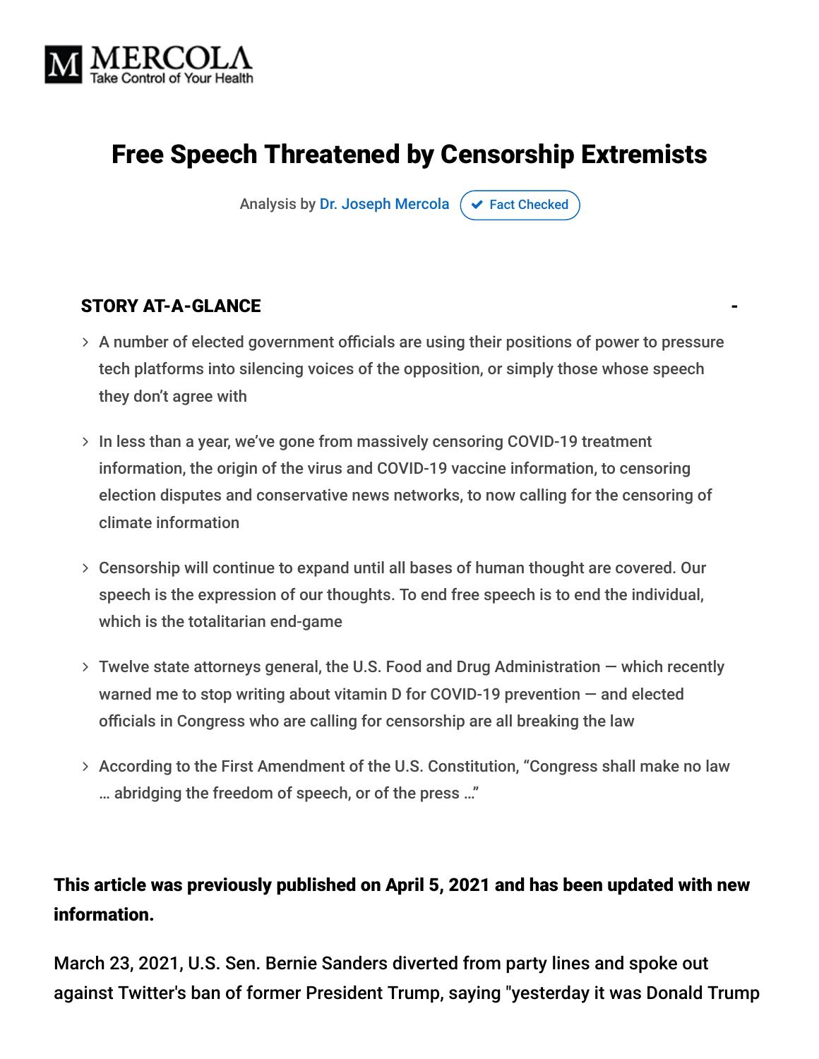MERCOLA
Take Control of Your Health

# Free Speech Threatened by Censorship Extremists

Analysis by Dr. Joseph Mercola  Fact Checked

### STORY AT-A-GLANCE

- A number of elected government officials are using their positions of power to pressure tech platforms into silencing voices of the opposition, or simply those whose speech they don't agree with
- In less than a year, we've gone from massively censoring COVID-19 treatment information, the origin of the virus and COVID-19 vaccine information, to censoring election disputes and conservative news networks, to now calling for the censoring of climate information
- Censorship will continue to expand until all bases of human thought are covered. Our speech is the expression of our thoughts. To end free speech is to end the individual, which is the totalitarian end-game
- Twelve state attorneys general, the U.S. Food and Drug Administration — which recently warned me to stop writing about vitamin D for COVID-19 prevention — and elected officials in Congress who are calling for censorship are all breaking the law
- According to the First Amendment of the U.S. Constitution, "Congress shall make no law … abridging the freedom of speech, or of the press …"

**This article was previously published on April 5, 2021 and has been updated with new information.**

March 23, 2021, U.S. Sen. Bernie Sanders diverted from party lines and spoke out against Twitter's ban of former President Trump, saying "yesterday it was Donald Trump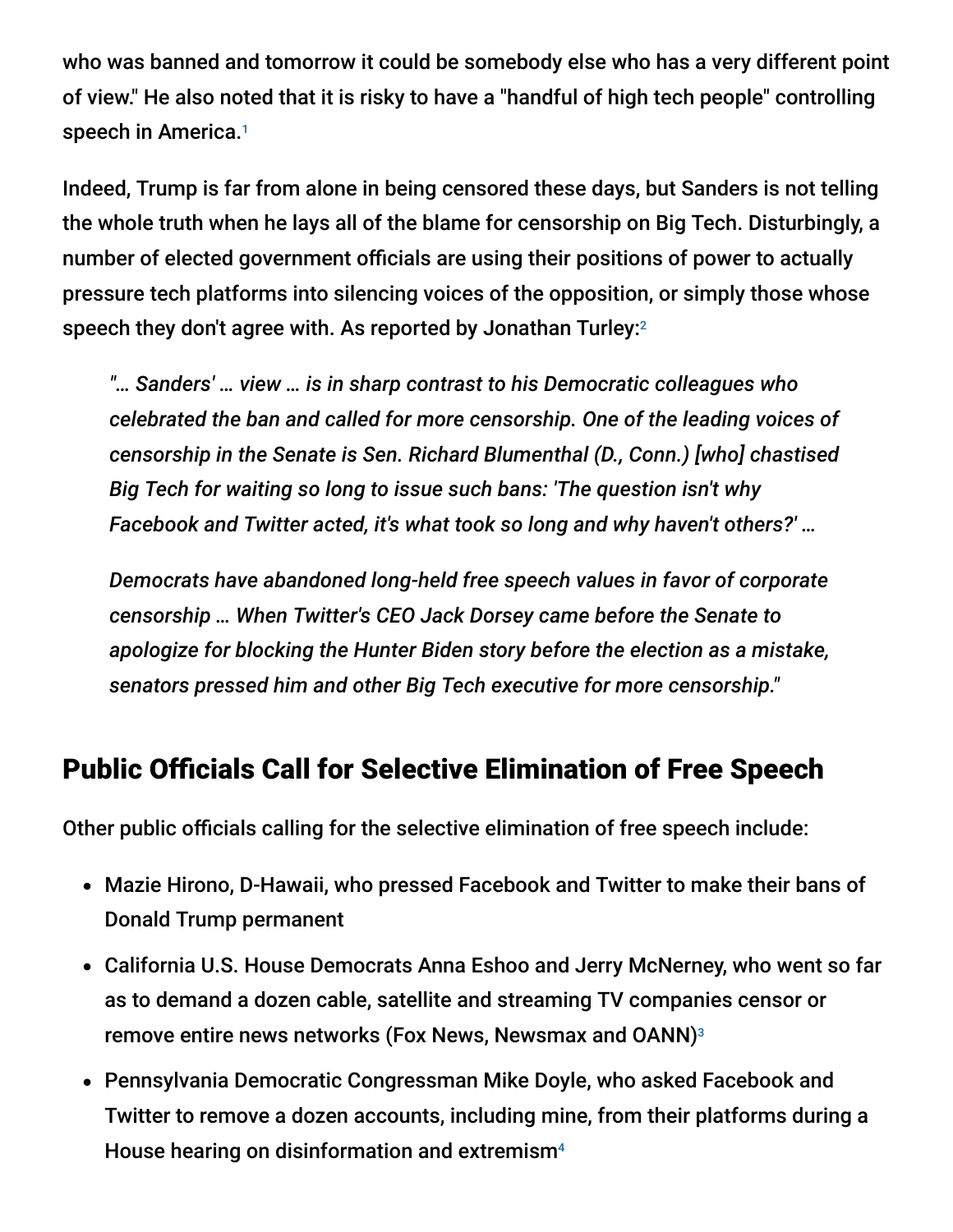who was banned and tomorrow it could be somebody else who has a very different point of view." He also noted that it is risky to have a "handful of high tech people" controlling speech in America.[1]

Indeed, Trump is far from alone in being censored these days, but Sanders is not telling the whole truth when he lays all of the blame for censorship on Big Tech. Disturbingly, a number of elected government officials are using their positions of power to actually pressure tech platforms into silencing voices of the opposition, or simply those whose speech they don't agree with. As reported by Jonathan Turley:[2]

> *"… Sanders' … view … is in sharp contrast to his Democratic colleagues who celebrated the ban and called for more censorship. One of the leading voices of censorship in the Senate is Sen. Richard Blumenthal (D., Conn.) [who] chastised Big Tech for waiting so long to issue such bans: 'The question isn't why Facebook and Twitter acted, it's what took so long and why haven't others?' …*
>
> *Democrats have abandoned long-held free speech values in favor of corporate censorship … When Twitter's CEO Jack Dorsey came before the Senate to apologize for blocking the Hunter Biden story before the election as a mistake, senators pressed him and other Big Tech executive for more censorship."*

## Public Officials Call for Selective Elimination of Free Speech

Other public officials calling for the selective elimination of free speech include:

- Mazie Hirono, D-Hawaii, who pressed Facebook and Twitter to make their bans of Donald Trump permanent
- California U.S. House Democrats Anna Eshoo and Jerry McNerney, who went so far as to demand a dozen cable, satellite and streaming TV companies censor or remove entire news networks (Fox News, Newsmax and OANN)[3]
- Pennsylvania Democratic Congressman Mike Doyle, who asked Facebook and Twitter to remove a dozen accounts, including mine, from their platforms during a House hearing on disinformation and extremism[4]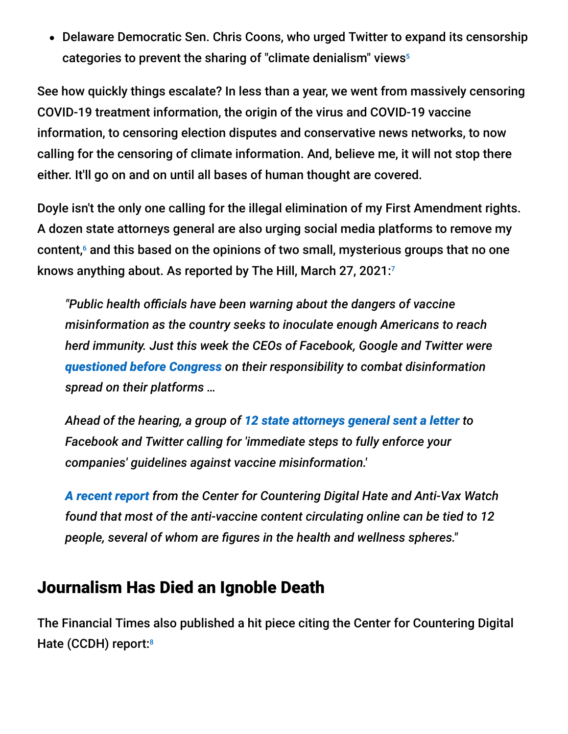- Delaware Democratic Sen. Chris Coons, who urged Twitter to expand its censorship categories to prevent the sharing of "climate denialism" views[5]

See how quickly things escalate? In less than a year, we went from massively censoring COVID-19 treatment information, the origin of the virus and COVID-19 vaccine information, to censoring election disputes and conservative news networks, to now calling for the censoring of climate information. And, believe me, it will not stop there either. It'll go on and on until all bases of human thought are covered.

Doyle isn't the only one calling for the illegal elimination of my First Amendment rights. A dozen state attorneys general are also urging social media platforms to remove my content,[6] and this based on the opinions of two small, mysterious groups that no one knows anything about. As reported by The Hill, March 27, 2021:[7]

> *"Public health officials have been warning about the dangers of vaccine misinformation as the country seeks to inoculate enough Americans to reach herd immunity. Just this week the CEOs of Facebook, Google and Twitter were **questioned before Congress** on their responsibility to combat disinformation spread on their platforms …*
>
> *Ahead of the hearing, a group of **12 state attorneys general sent a letter** to Facebook and Twitter calling for 'immediate steps to fully enforce your companies' guidelines against vaccine misinformation.'*
>
> ***A recent report** from the Center for Countering Digital Hate and Anti-Vax Watch found that most of the anti-vaccine content circulating online can be tied to 12 people, several of whom are figures in the health and wellness spheres."*

## Journalism Has Died an Ignoble Death

The Financial Times also published a hit piece citing the Center for Countering Digital Hate (CCDH) report:[8]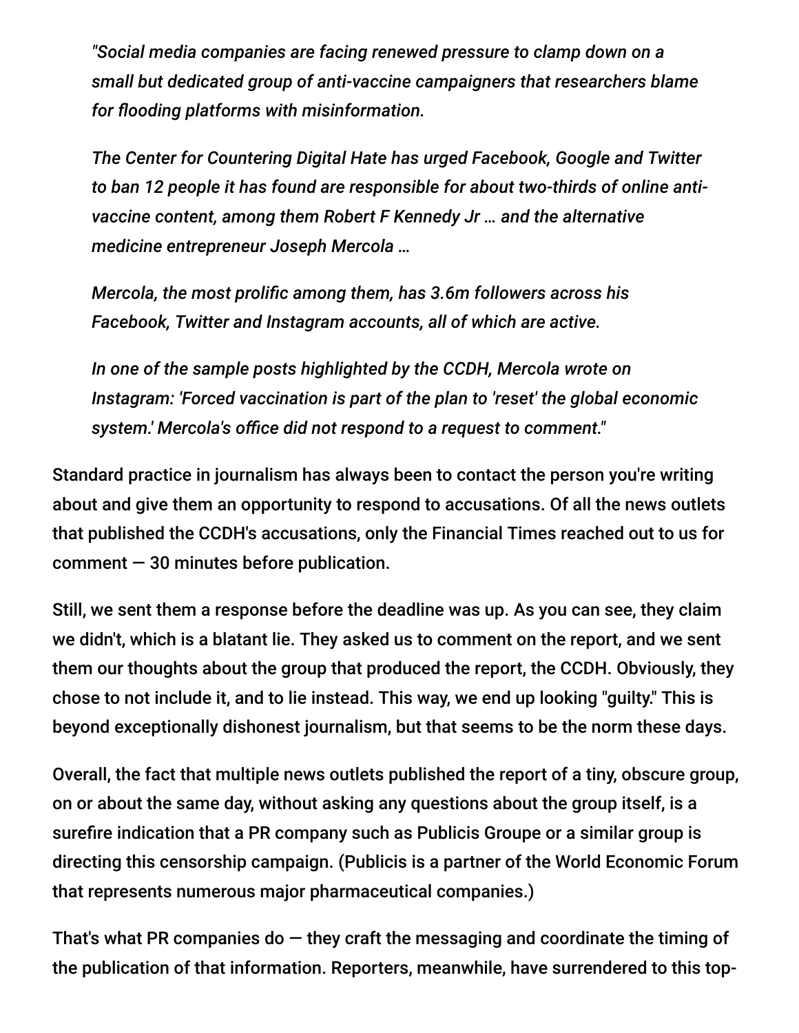> *"Social media companies are facing renewed pressure to clamp down on a small but dedicated group of anti-vaccine campaigners that researchers blame for flooding platforms with misinformation.*
>
> *The Center for Countering Digital Hate has urged Facebook, Google and Twitter to ban 12 people it has found are responsible for about two-thirds of online anti-vaccine content, among them Robert F Kennedy Jr … and the alternative medicine entrepreneur Joseph Mercola …*
>
> *Mercola, the most prolific among them, has 3.6m followers across his Facebook, Twitter and Instagram accounts, all of which are active.*
>
> *In one of the sample posts highlighted by the CCDH, Mercola wrote on Instagram: 'Forced vaccination is part of the plan to 'reset' the global economic system.' Mercola's office did not respond to a request to comment."*

Standard practice in journalism has always been to contact the person you're writing about and give them an opportunity to respond to accusations. Of all the news outlets that published the CCDH's accusations, only the Financial Times reached out to us for comment — 30 minutes before publication.

Still, we sent them a response before the deadline was up. As you can see, they claim we didn't, which is a blatant lie. They asked us to comment on the report, and we sent them our thoughts about the group that produced the report, the CCDH. Obviously, they chose to not include it, and to lie instead. This way, we end up looking "guilty." This is beyond exceptionally dishonest journalism, but that seems to be the norm these days.

Overall, the fact that multiple news outlets published the report of a tiny, obscure group, on or about the same day, without asking any questions about the group itself, is a surefire indication that a PR company such as Publicis Groupe or a similar group is directing this censorship campaign. (Publicis is a partner of the World Economic Forum that represents numerous major pharmaceutical companies.)

That's what PR companies do — they craft the messaging and coordinate the timing of the publication of that information. Reporters, meanwhile, have surrendered to this top-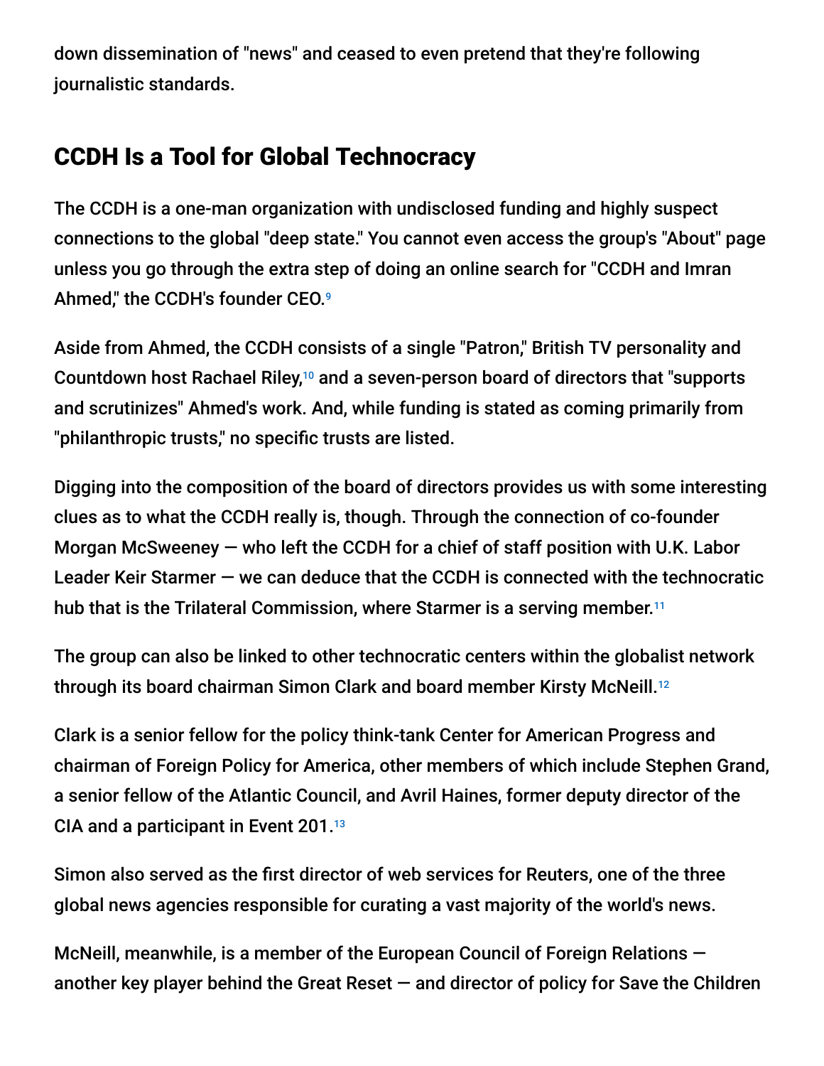down dissemination of "news" and ceased to even pretend that they're following journalistic standards.

## CCDH Is a Tool for Global Technocracy

The CCDH is a one-man organization with undisclosed funding and highly suspect connections to the global "deep state." You cannot even access the group's "About" page unless you go through the extra step of doing an online search for "CCDH and Imran Ahmed," the CCDH's founder CEO.[9]

Aside from Ahmed, the CCDH consists of a single "Patron," British TV personality and Countdown host Rachael Riley,[10] and a seven-person board of directors that "supports and scrutinizes" Ahmed's work. And, while funding is stated as coming primarily from "philanthropic trusts," no specific trusts are listed.

Digging into the composition of the board of directors provides us with some interesting clues as to what the CCDH really is, though. Through the connection of co-founder Morgan McSweeney — who left the CCDH for a chief of staff position with U.K. Labor Leader Keir Starmer — we can deduce that the CCDH is connected with the technocratic hub that is the Trilateral Commission, where Starmer is a serving member.[11]

The group can also be linked to other technocratic centers within the globalist network through its board chairman Simon Clark and board member Kirsty McNeill.[12]

Clark is a senior fellow for the policy think-tank Center for American Progress and chairman of Foreign Policy for America, other members of which include Stephen Grand, a senior fellow of the Atlantic Council, and Avril Haines, former deputy director of the CIA and a participant in Event 201.[13]

Simon also served as the first director of web services for Reuters, one of the three global news agencies responsible for curating a vast majority of the world's news.

McNeill, meanwhile, is a member of the European Council of Foreign Relations — another key player behind the Great Reset — and director of policy for Save the Children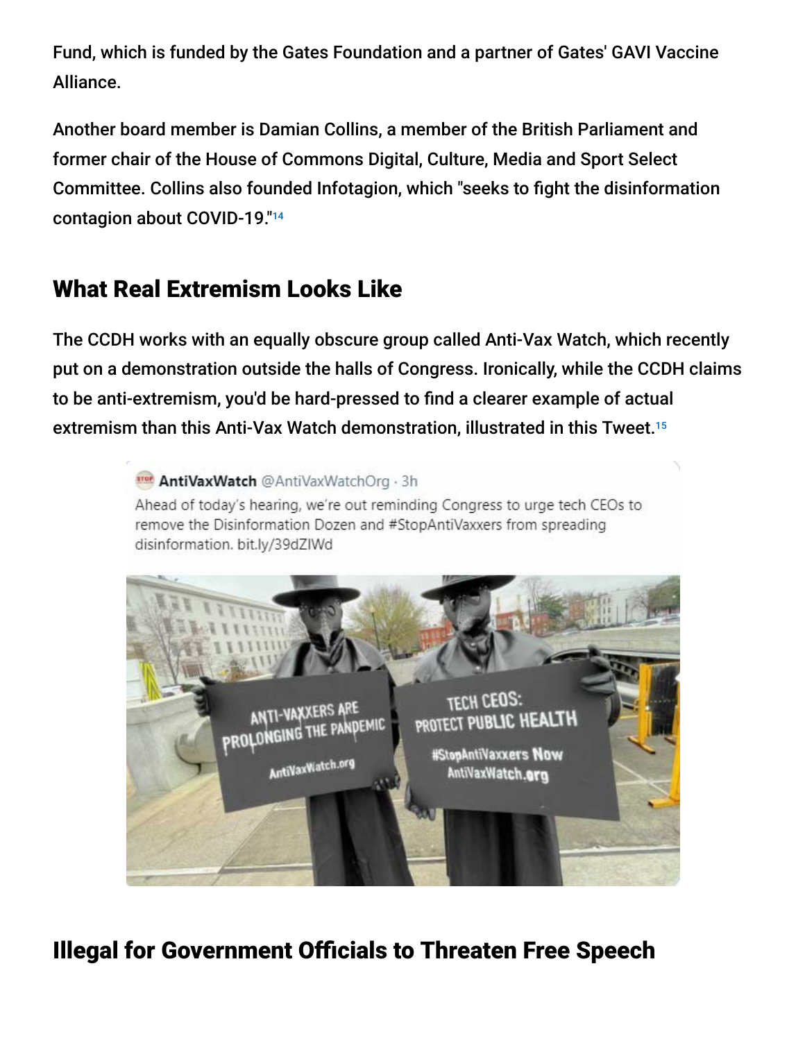Fund, which is funded by the Gates Foundation and a partner of Gates' GAVI Vaccine Alliance.

Another board member is Damian Collins, a member of the British Parliament and former chair of the House of Commons Digital, Culture, Media and Sport Select Committee. Collins also founded Infotagion, which "seeks to fight the disinformation contagion about COVID-19."[14]

## What Real Extremism Looks Like

The CCDH works with an equally obscure group called Anti-Vax Watch, which recently put on a demonstration outside the halls of Congress. Ironically, while the CCDH claims to be anti-extremism, you'd be hard-pressed to find a clearer example of actual extremism than this Anti-Vax Watch demonstration, illustrated in this Tweet.[15]

AntiVaxWatch @AntiVaxWatchOrg · 3h

Ahead of today's hearing, we're out reminding Congress to urge tech CEOs to remove the Disinformation Dozen and #StopAntiVaxxers from spreading disinformation. bit.ly/39dZIWd

## Illegal for Government Officials to Threaten Free Speech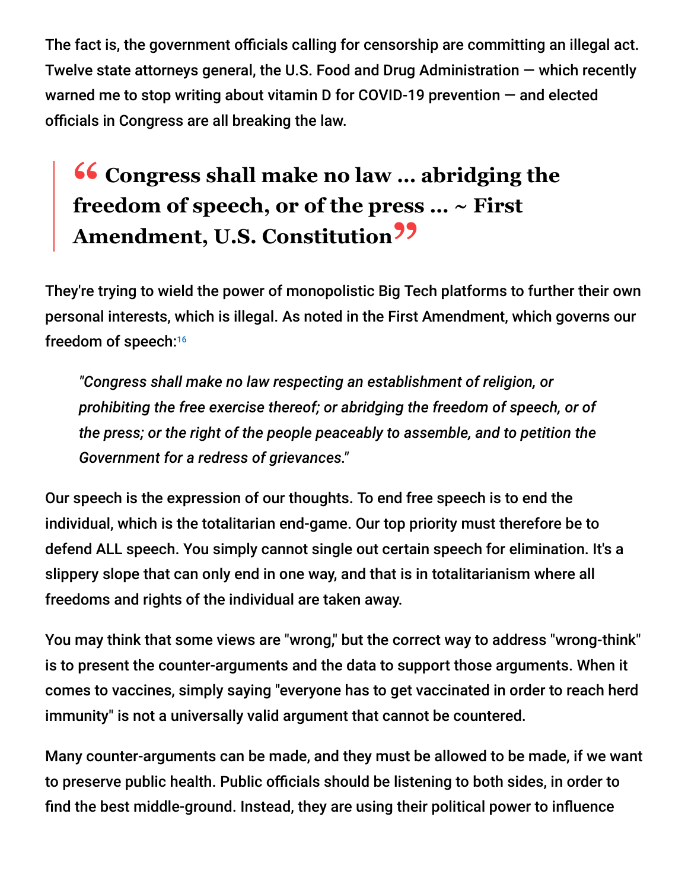The fact is, the government officials calling for censorship are committing an illegal act. Twelve state attorneys general, the U.S. Food and Drug Administration — which recently warned me to stop writing about vitamin D for COVID-19 prevention — and elected officials in Congress are all breaking the law.

> **“Congress shall make no law … abridging the freedom of speech, or of the press … ~ First Amendment, U.S. Constitution”**

They're trying to wield the power of monopolistic Big Tech platforms to further their own personal interests, which is illegal. As noted in the First Amendment, which governs our freedom of speech:[16]

> *"Congress shall make no law respecting an establishment of religion, or prohibiting the free exercise thereof; or abridging the freedom of speech, or of the press; or the right of the people peaceably to assemble, and to petition the Government for a redress of grievances."*

Our speech is the expression of our thoughts. To end free speech is to end the individual, which is the totalitarian end-game. Our top priority must therefore be to defend ALL speech. You simply cannot single out certain speech for elimination. It's a slippery slope that can only end in one way, and that is in totalitarianism where all freedoms and rights of the individual are taken away.

You may think that some views are "wrong," but the correct way to address "wrong-think" is to present the counter-arguments and the data to support those arguments. When it comes to vaccines, simply saying "everyone has to get vaccinated in order to reach herd immunity" is not a universally valid argument that cannot be countered.

Many counter-arguments can be made, and they must be allowed to be made, if we want to preserve public health. Public officials should be listening to both sides, in order to find the best middle-ground. Instead, they are using their political power to influence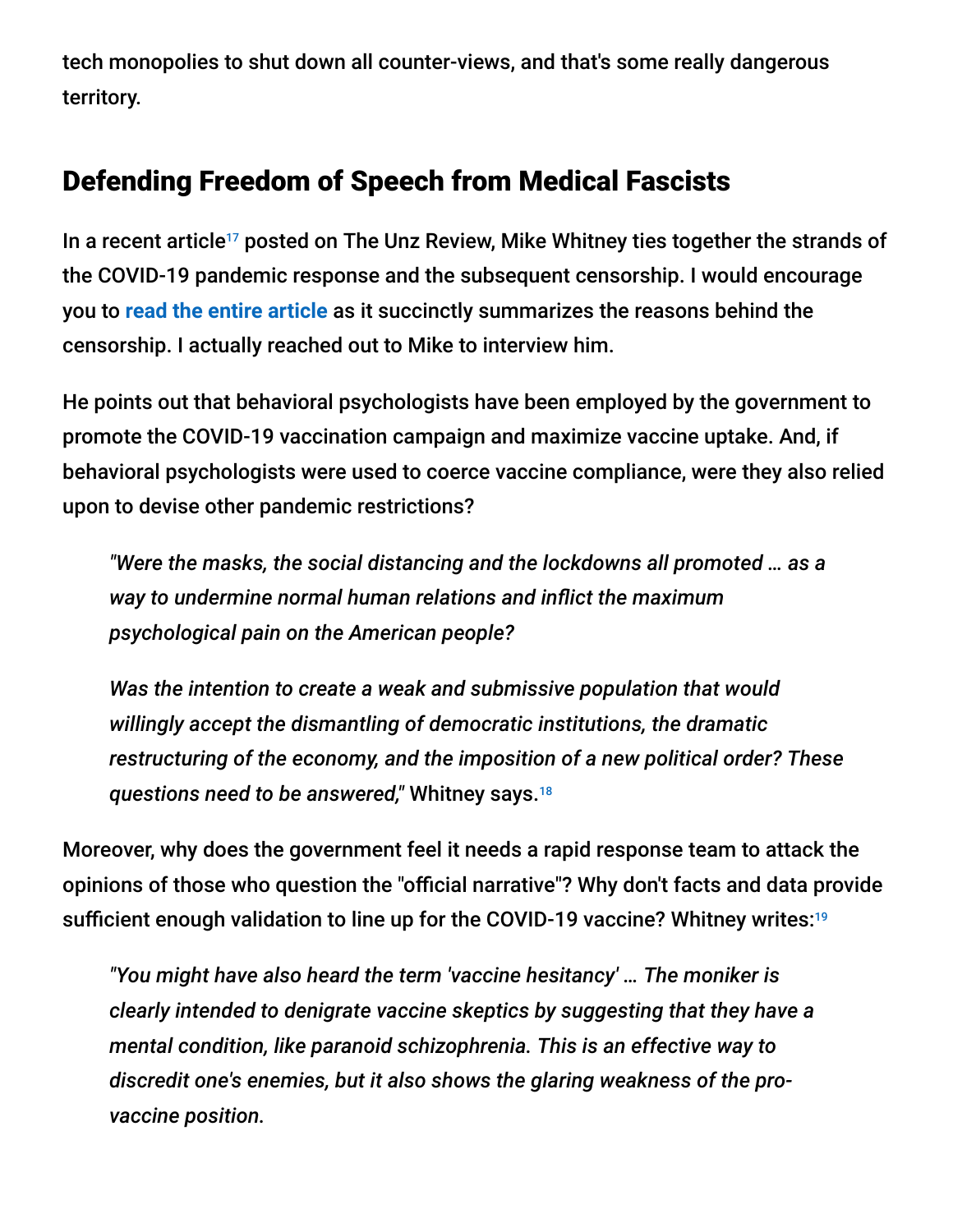tech monopolies to shut down all counter-views, and that's some really dangerous territory.

## Defending Freedom of Speech from Medical Fascists

In a recent article[17] posted on The Unz Review, Mike Whitney ties together the strands of the COVID-19 pandemic response and the subsequent censorship. I would encourage you to **read the entire article** as it succinctly summarizes the reasons behind the censorship. I actually reached out to Mike to interview him.

He points out that behavioral psychologists have been employed by the government to promote the COVID-19 vaccination campaign and maximize vaccine uptake. And, if behavioral psychologists were used to coerce vaccine compliance, were they also relied upon to devise other pandemic restrictions?

> *"Were the masks, the social distancing and the lockdowns all promoted … as a way to undermine normal human relations and inflict the maximum psychological pain on the American people?*
>
> *Was the intention to create a weak and submissive population that would willingly accept the dismantling of democratic institutions, the dramatic restructuring of the economy, and the imposition of a new political order? These questions need to be answered,"* Whitney says.[18]

Moreover, why does the government feel it needs a rapid response team to attack the opinions of those who question the "official narrative"? Why don't facts and data provide sufficient enough validation to line up for the COVID-19 vaccine? Whitney writes:[19]

> *"You might have also heard the term 'vaccine hesitancy' … The moniker is clearly intended to denigrate vaccine skeptics by suggesting that they have a mental condition, like paranoid schizophrenia. This is an effective way to discredit one's enemies, but it also shows the glaring weakness of the pro-vaccine position.*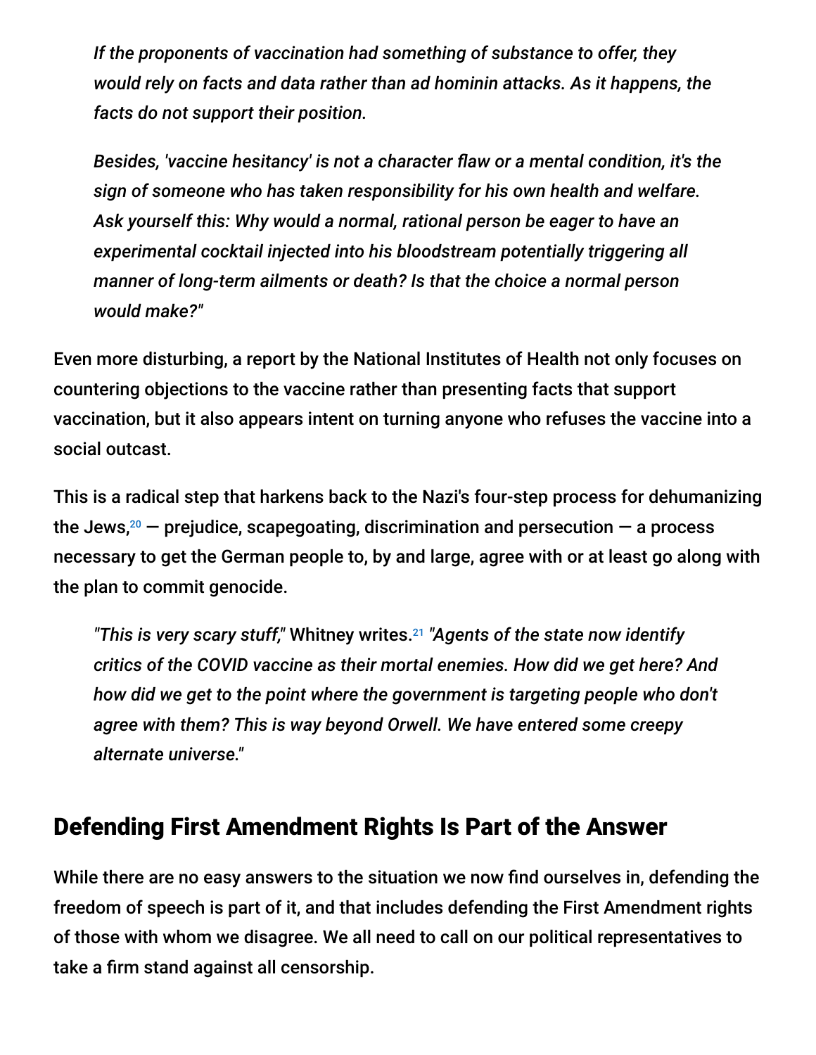*If the proponents of vaccination had something of substance to offer, they would rely on facts and data rather than ad hominin attacks. As it happens, the facts do not support their position.*

*Besides, 'vaccine hesitancy' is not a character flaw or a mental condition, it's the sign of someone who has taken responsibility for his own health and welfare. Ask yourself this: Why would a normal, rational person be eager to have an experimental cocktail injected into his bloodstream potentially triggering all manner of long-term ailments or death? Is that the choice a normal person would make?"*

Even more disturbing, a report by the National Institutes of Health not only focuses on countering objections to the vaccine rather than presenting facts that support vaccination, but it also appears intent on turning anyone who refuses the vaccine into a social outcast.

This is a radical step that harkens back to the Nazi's four-step process for dehumanizing the Jews,[20] — prejudice, scapegoating, discrimination and persecution — a process necessary to get the German people to, by and large, agree with or at least go along with the plan to commit genocide.

*"This is very scary stuff,"* Whitney writes.[21] *"Agents of the state now identify critics of the COVID vaccine as their mortal enemies. How did we get here? And how did we get to the point where the government is targeting people who don't agree with them? This is way beyond Orwell. We have entered some creepy alternate universe."*

## Defending First Amendment Rights Is Part of the Answer

While there are no easy answers to the situation we now find ourselves in, defending the freedom of speech is part of it, and that includes defending the First Amendment rights of those with whom we disagree. We all need to call on our political representatives to take a firm stand against all censorship.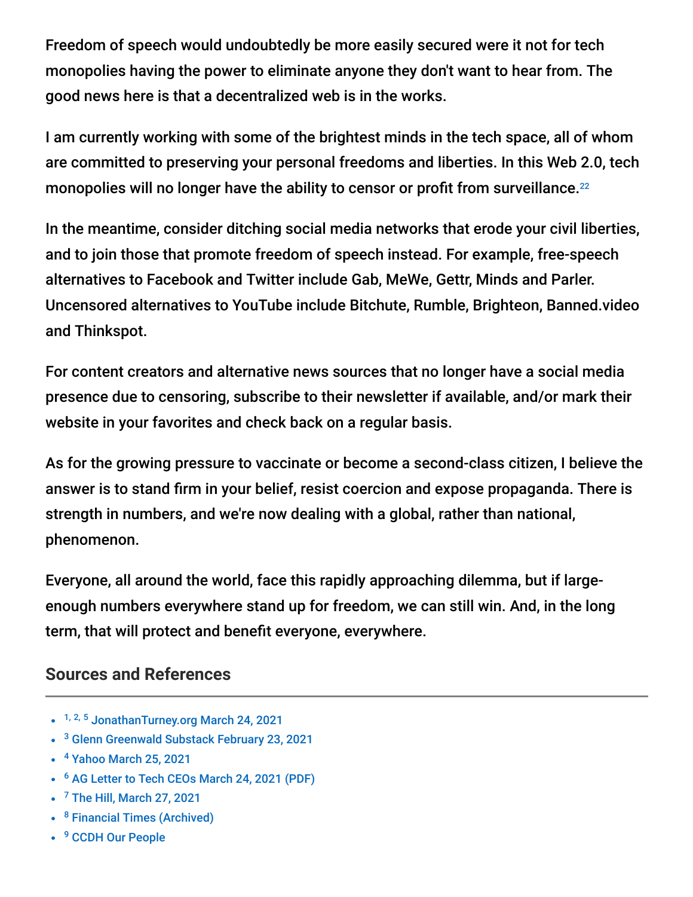Freedom of speech would undoubtedly be more easily secured were it not for tech monopolies having the power to eliminate anyone they don't want to hear from. The good news here is that a decentralized web is in the works.

I am currently working with some of the brightest minds in the tech space, all of whom are committed to preserving your personal freedoms and liberties. In this Web 2.0, tech monopolies will no longer have the ability to censor or profit from surveillance.[22]

In the meantime, consider ditching social media networks that erode your civil liberties, and to join those that promote freedom of speech instead. For example, free-speech alternatives to Facebook and Twitter include Gab, MeWe, Gettr, Minds and Parler. Uncensored alternatives to YouTube include Bitchute, Rumble, Brighteon, Banned.video and Thinkspot.

For content creators and alternative news sources that no longer have a social media presence due to censoring, subscribe to their newsletter if available, and/or mark their website in your favorites and check back on a regular basis.

As for the growing pressure to vaccinate or become a second-class citizen, I believe the answer is to stand firm in your belief, resist coercion and expose propaganda. There is strength in numbers, and we're now dealing with a global, rather than national, phenomenon.

Everyone, all around the world, face this rapidly approaching dilemma, but if large-enough numbers everywhere stand up for freedom, we can still win. And, in the long term, that will protect and benefit everyone, everywhere.

## Sources and References

- [1, 2, 5] JonathanTurney.org March 24, 2021
- [3] Glenn Greenwald Substack February 23, 2021
- [4] Yahoo March 25, 2021
- [6] AG Letter to Tech CEOs March 24, 2021 (PDF)
- [7] The Hill, March 27, 2021
- [8] Financial Times (Archived)
- [9] CCDH Our People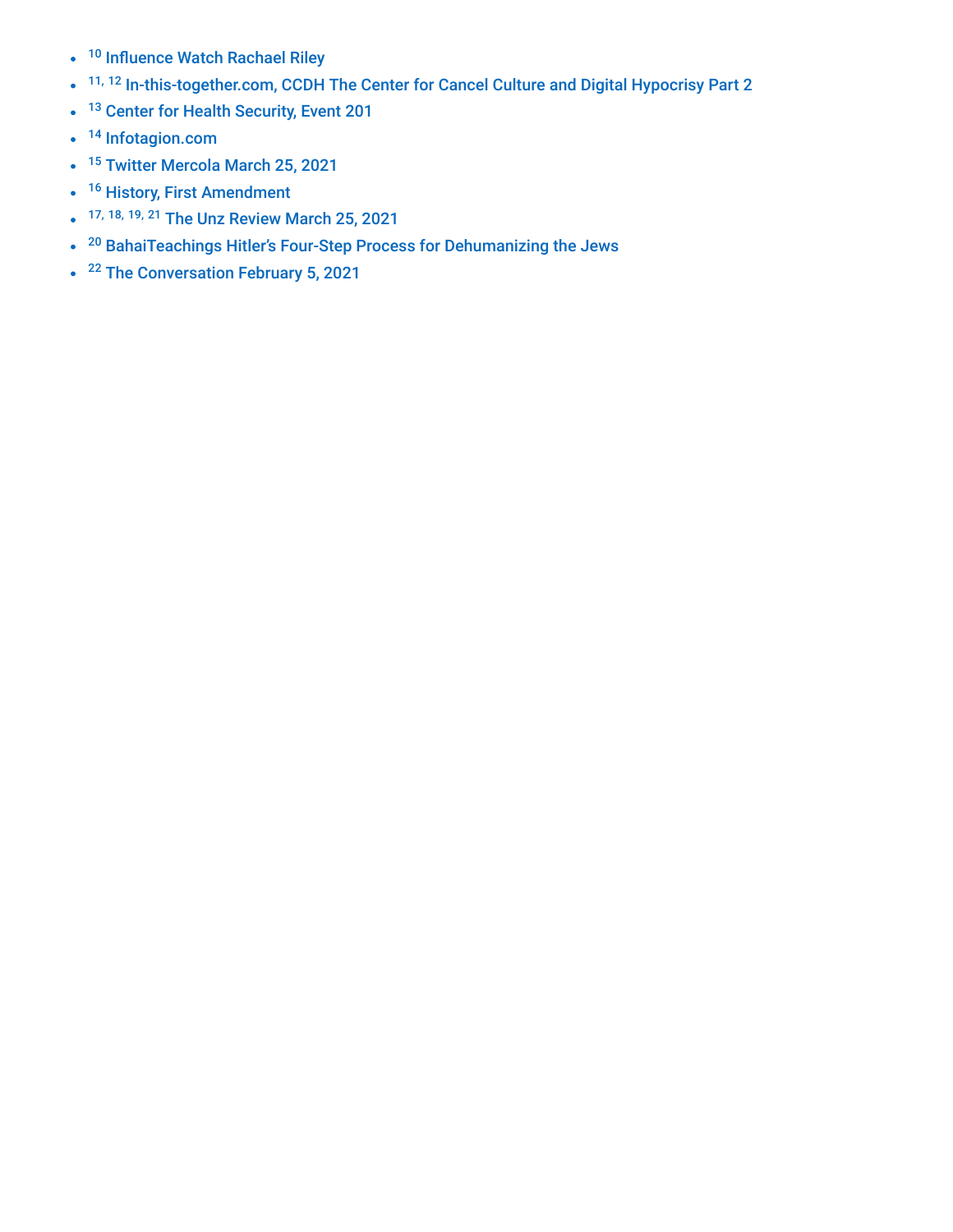- [10] Influence Watch Rachael Riley
- [11, 12] In-this-together.com, CCDH The Center for Cancel Culture and Digital Hypocrisy Part 2
- [13] Center for Health Security, Event 201
- [14] Infotagion.com
- [15] Twitter Mercola March 25, 2021
- [16] History, First Amendment
- [17, 18, 19, 21] The Unz Review March 25, 2021
- [20] BahaiTeachings Hitler's Four-Step Process for Dehumanizing the Jews
- [22] The Conversation February 5, 2021